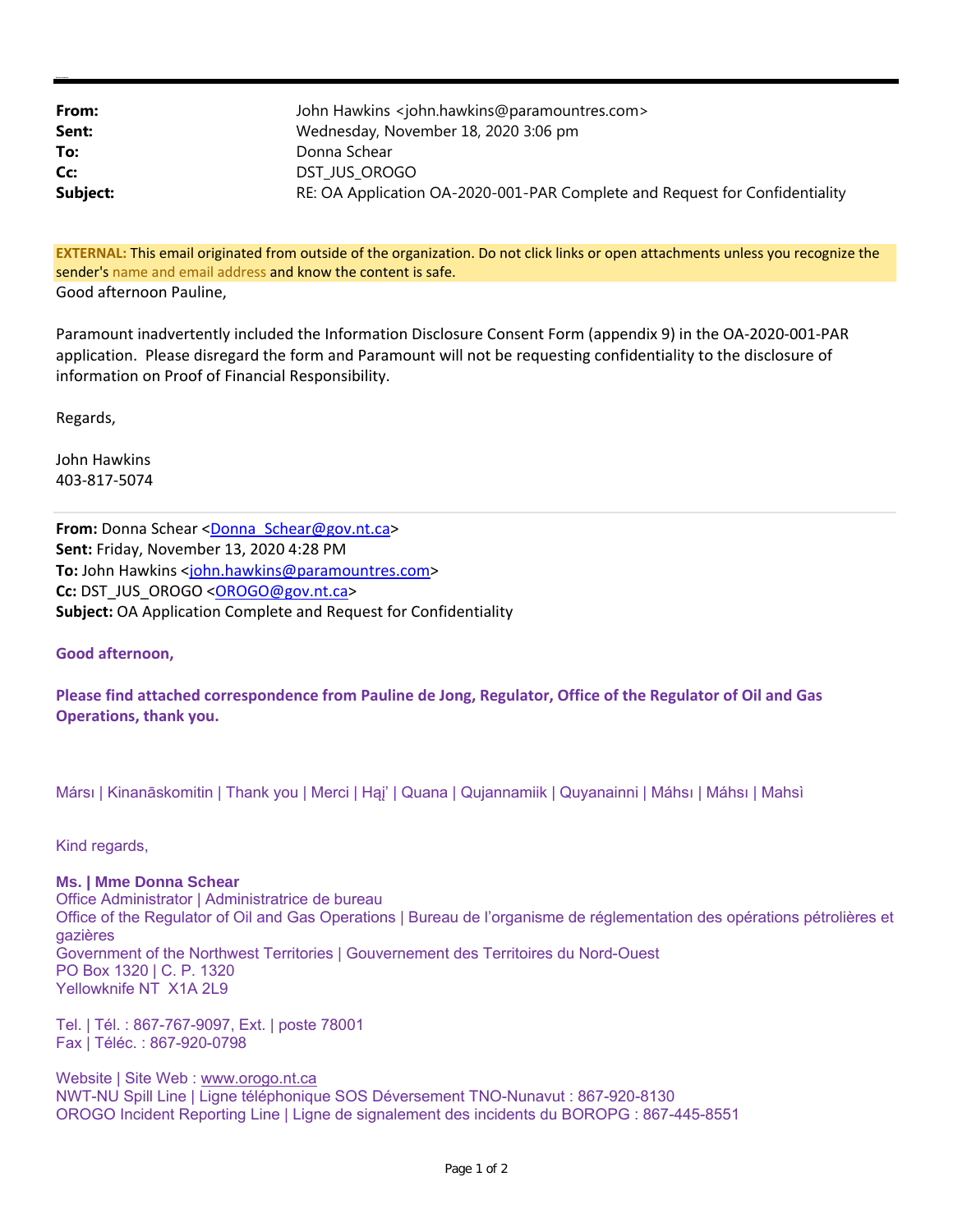| | |
|---|---|
| **From:** | John Hawkins <john.hawkins@paramountres.com> |
| **Sent:** | Wednesday, November 18, 2020 3:06 pm |
| **To:** | Donna Schear |
| **Cc:** | DST_JUS_OROGO |
| **Subject:** | RE: OA Application OA-2020-001-PAR Complete and Request for Confidentiality |

**EXTERNAL:** This email originated from outside of the organization. Do not click links or open attachments unless you recognize the sender's name and email address and know the content is safe.

Good afternoon Pauline,

Paramount inadvertently included the Information Disclosure Consent Form (appendix 9) in the OA-2020-001-PAR application. Please disregard the form and Paramount will not be requesting confidentiality to the disclosure of information on Proof of Financial Responsibility.

Regards,

John Hawkins
403-817-5074

---

**From:** Donna Schear <Donna_Schear@gov.nt.ca>
**Sent:** Friday, November 13, 2020 4:28 PM
**To:** John Hawkins <john.hawkins@paramountres.com>
**Cc:** DST_JUS_OROGO <OROGO@gov.nt.ca>
**Subject:** OA Application Complete and Request for Confidentiality

**Good afternoon,**

**Please find attached correspondence from Pauline de Jong, Regulator, Office of the Regulator of Oil and Gas Operations, thank you.**

Mársı | Kinanāskomitin | Thank you | Merci | Hąį’ | Quana | Qujannamiik | Quyanainni | Máhsı | Máhsı | Mahsì

Kind regards,

**Ms. | Mme Donna Schear**
Office Administrator | Administratrice de bureau
Office of the Regulator of Oil and Gas Operations | Bureau de l’organisme de réglementation des opérations pétrolières et gazières
Government of the Northwest Territories | Gouvernement des Territoires du Nord-Ouest
PO Box 1320 | C. P. 1320
Yellowknife NT X1A 2L9

Tel. | Tél. : 867-767-9097, Ext. | poste 78001
Fax | Téléc. : 867-920-0798

Website | Site Web : www.orogo.nt.ca
NWT-NU Spill Line | Ligne téléphonique SOS Déversement TNO-Nunavut : 867-920-8130
OROGO Incident Reporting Line | Ligne de signalement des incidents du BOROPG : 867-445-8551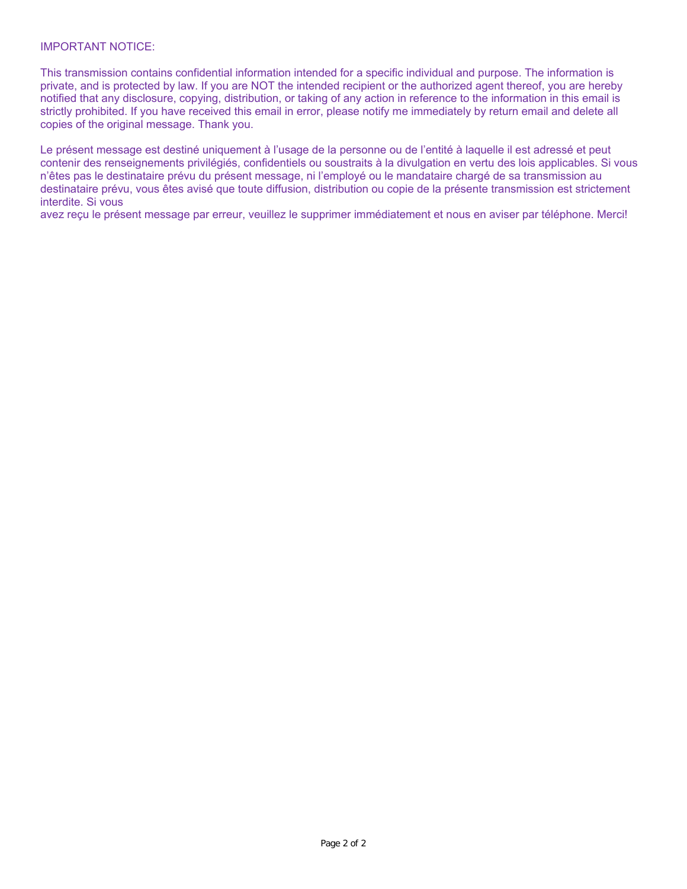IMPORTANT NOTICE:

This transmission contains confidential information intended for a specific individual and purpose. The information is private, and is protected by law. If you are NOT the intended recipient or the authorized agent thereof, you are hereby notified that any disclosure, copying, distribution, or taking of any action in reference to the information in this email is strictly prohibited. If you have received this email in error, please notify me immediately by return email and delete all copies of the original message. Thank you.

Le présent message est destiné uniquement à l'usage de la personne ou de l'entité à laquelle il est adressé et peut contenir des renseignements privilégiés, confidentiels ou soustraits à la divulgation en vertu des lois applicables. Si vous n'êtes pas le destinataire prévu du présent message, ni l'employé ou le mandataire chargé de sa transmission au destinataire prévu, vous êtes avisé que toute diffusion, distribution ou copie de la présente transmission est strictement interdite. Si vous avez reçu le présent message par erreur, veuillez le supprimer immédiatement et nous en aviser par téléphone. Merci!